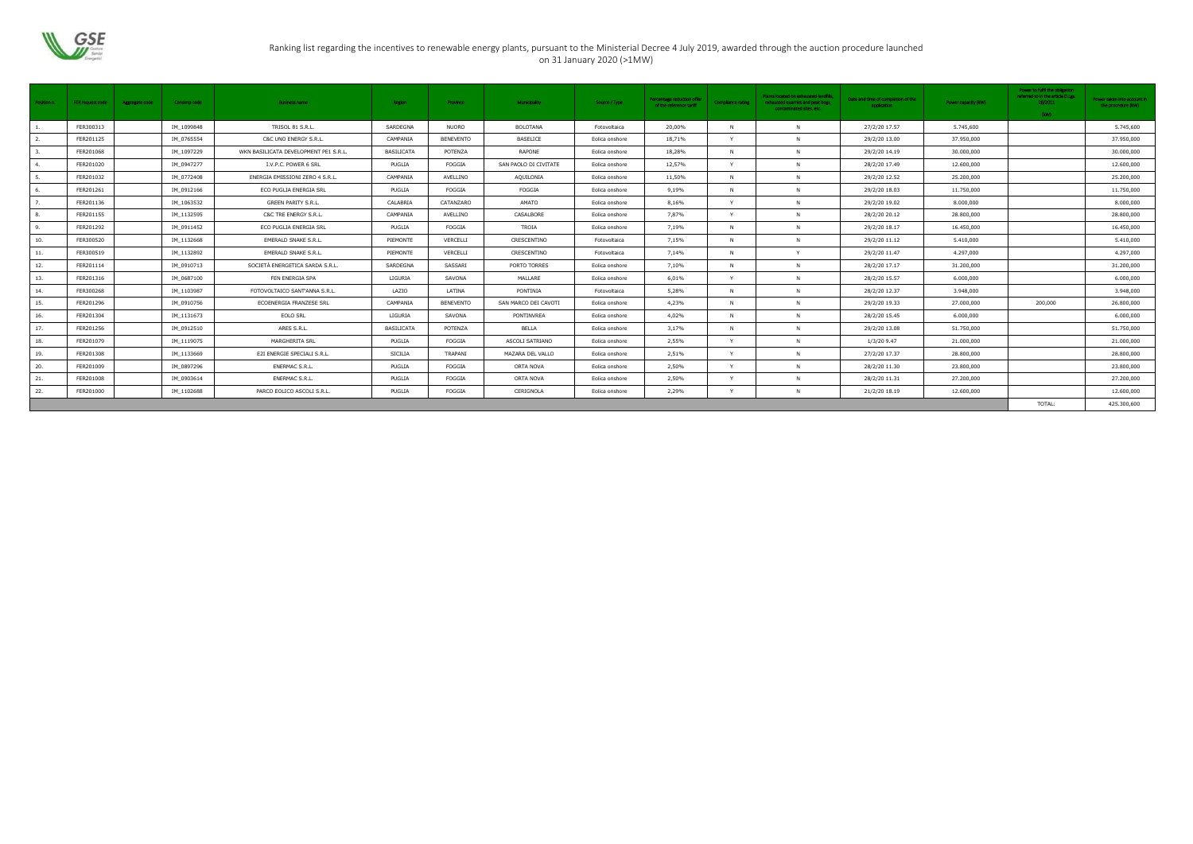# Ranking list regarding the incentives to renewable energy plants, pursuant to the Ministerial Decree 4 July 2019, awarded through the auction procedure launched on 31 January 2020 (>1MW)

| Position n. | FER request code | Aggregate code | Censimp code | Business name | Region | Province | Municipality | Source / Type | Percentage reduction offer of the reference tariff | Compliance rating | Plants located on exhausted landfills, exhausted quarries and peat bogs, contaminated sites, etc. | Date and time of completion of the application | Power capacity (kW) | Power to fulfil the obligation referred to in the article D.Lgs. 28/2011 (kW) | Power taken into account in the procedure (kW) |
|---|---|---|---|---|---|---|---|---|---|---|---|---|---|---|---|
| 1. | FER300313 | | IM_1099848 | TRISOL 81 S.R.L. | SARDEGNA | NUORO | BOLOTANA | Fotovoltaica | 20,00% | N | N | 27/2/20 17.57 | 5.745,600 | | 5.745,600 |
| 2. | FER201125 | | IM_0765554 | C&C UNO ENERGY S.R.L. | CAMPANIA | BENEVENTO | BASELICE | Eolica onshore | 18,71% | Y | N | 29/2/20 13.00 | 37.950,000 | | 37.950,000 |
| 3. | FER201068 | | IM_1097229 | WKN BASILICATA DEVELOPMENT PE1 S.R.L. | BASILICATA | POTENZA | RAPONE | Eolica onshore | 18,28% | N | N | 29/2/20 14.19 | 30.000,000 | | 30.000,000 |
| 4. | FER201020 | | IM_0947277 | I.V.P.C. POWER 6 SRL | PUGLIA | FOGGIA | SAN PAOLO DI CIVITATE | Eolica onshore | 12,57% | Y | N | 28/2/20 17.49 | 12.600,000 | | 12.600,000 |
| 5. | FER201032 | | IM_0772408 | ENERGIA EMISSIONI ZERO 4 S.R.L. | CAMPANIA | AVELLINO | AQUILONIA | Eolica onshore | 11,50% | N | N | 29/2/20 12.52 | 25.200,000 | | 25.200,000 |
| 6. | FER201261 | | IM_0912166 | ECO PUGLIA ENERGIA SRL | PUGLIA | FOGGIA | FOGGIA | Eolica onshore | 9,19% | N | N | 29/2/20 18.03 | 11.750,000 | | 11.750,000 |
| 7. | FER201136 | | IM_1063532 | GREEN PARITY S.R.L. | CALABRIA | CATANZARO | AMATO | Eolica onshore | 8,16% | Y | N | 29/2/20 19.02 | 8.000,000 | | 8.000,000 |
| 8. | FER201155 | | IM_1132595 | C&C TRE ENERGY S.R.L. | CAMPANIA | AVELLINO | CASALBORE | Eolica onshore | 7,87% | Y | N | 28/2/20 20.12 | 28.800,000 | | 28.800,000 |
| 9. | FER201292 | | IM_0911452 | ECO PUGLIA ENERGIA SRL | PUGLIA | FOGGIA | TROIA | Eolica onshore | 7,19% | N | N | 29/2/20 18.17 | 16.450,000 | | 16.450,000 |
| 10. | FER300520 | | IM_1132668 | EMERALD SNAKE S.R.L. | PIEMONTE | VERCELLI | CRESCENTINO | Fotovoltaica | 7,15% | N | N | 29/2/20 11.12 | 5.410,000 | | 5.410,000 |
| 11. | FER300519 | | IM_1132892 | EMERALD SNAKE S.R.L. | PIEMONTE | VERCELLI | CRESCENTINO | Fotovoltaica | 7,14% | N | Y | 29/2/20 11.47 | 4.297,000 | | 4.297,000 |
| 12. | FER201114 | | IM_0910713 | SOCIETÀ ENERGETICA SARDA S.R.L. | SARDEGNA | SASSARI | PORTO TORRES | Eolica onshore | 7,10% | N | N | 28/2/20 17.17 | 31.200,000 | | 31.200,000 |
| 13. | FER201316 | | IM_0687100 | FEN ENERGIA SPA | LIGURIA | SAVONA | MALLARE | Eolica onshore | 6,01% | Y | N | 28/2/20 15.57 | 6.000,000 | | 6.000,000 |
| 14. | FER300268 | | IM_1103987 | FOTOVOLTAICO SANT'ANNA S.R.L. | LAZIO | LATINA | PONTINIA | Fotovoltaica | 5,28% | N | N | 28/2/20 12.37 | 3.948,000 | | 3.948,000 |
| 15. | FER201296 | | IM_0910756 | ECOENERGIA FRANZESE SRL | CAMPANIA | BENEVENTO | SAN MARCO DEI CAVOTI | Eolica onshore | 4,23% | N | N | 29/2/20 19.33 | 27.000,000 | 200,000 | 26.800,000 |
| 16. | FER201304 | | IM_1131673 | EOLO SRL | LIGURIA | SAVONA | PONTINVREA | Eolica onshore | 4,02% | N | N | 28/2/20 15.45 | 6.000,000 | | 6.000,000 |
| 17. | FER201256 | | IM_0912510 | ARES S.R.L. | BASILICATA | POTENZA | BELLA | Eolica onshore | 3,17% | N | N | 29/2/20 13.08 | 51.750,000 | | 51.750,000 |
| 18. | FER201079 | | IM_1119075 | MARGHERITA SRL | PUGLIA | FOGGIA | ASCOLI SATRIANO | Eolica onshore | 2,55% | Y | N | 1/3/20 9.47 | 21.000,000 | | 21.000,000 |
| 19. | FER201308 | | IM_1133669 | E2I ENERGIE SPECIALI S.R.L. | SICILIA | TRAPANI | MAZARA DEL VALLO | Eolica onshore | 2,51% | Y | N | 27/2/20 17.37 | 28.800,000 | | 28.800,000 |
| 20. | FER201009 | | IM_0897296 | ENERMAC S.R.L. | PUGLIA | FOGGIA | ORTA NOVA | Eolica onshore | 2,50% | Y | N | 28/2/20 11.30 | 23.800,000 | | 23.800,000 |
| 21. | FER201008 | | IM_0903614 | ENERMAC S.R.L. | PUGLIA | FOGGIA | ORTA NOVA | Eolica onshore | 2,50% | Y | N | 28/2/20 11.31 | 27.200,000 | | 27.200,000 |
| 22. | FER201000 | | IM_1102688 | PARCO EOLICO ASCOLI S.R.L. | PUGLIA | FOGGIA | CERIGNOLA | Eolica onshore | 2,29% | Y | N | 21/2/20 18.19 | 12.600,000 | | 12.600,000 |
| | | | | | | | | | | | | | | TOTAL: | 425.300,600 |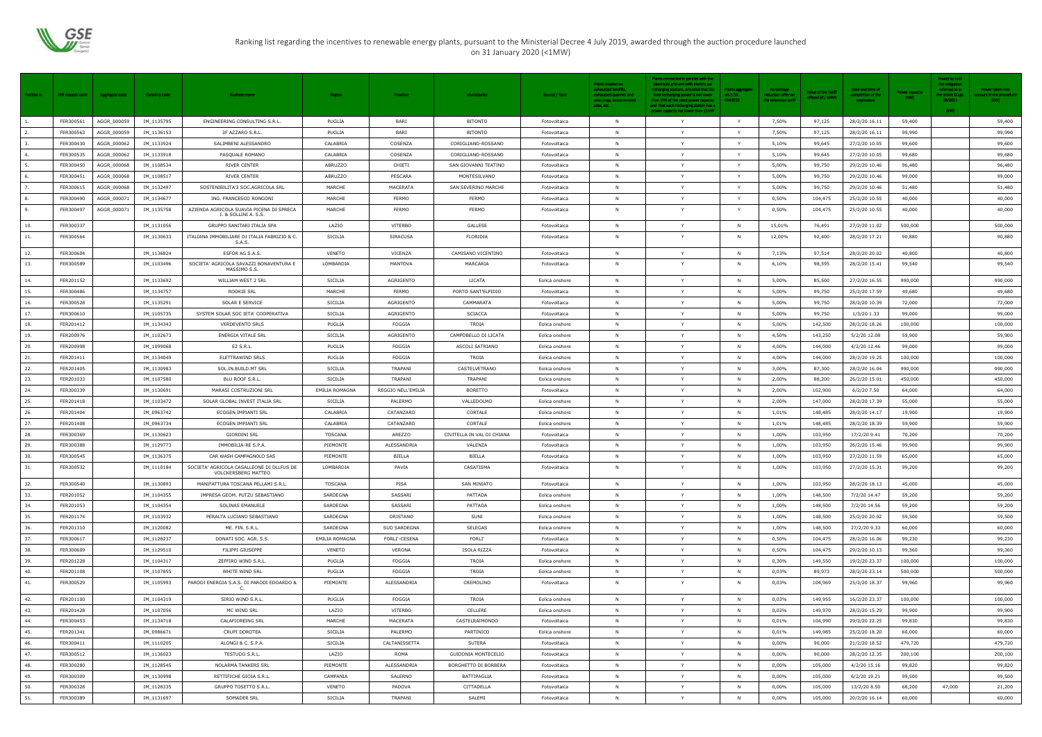# Ranking list regarding the incentives to renewable energy plants, pursuant to the Ministerial Decree 4 July 2019, awarded through the auction procedure launched on 31 January 2020 (<1MW)

| Position n. | FER request code | Aggregate code | Censimp code | Business name | Region | Province | Municipality | Source / Type | Plants located on exhausted landfills, exhausted quarries and peat bogs, contaminated sites, etc. | Plants connected in parallel with the electricity grid and with electric car recharging stations, provided that the total recharging power is not lower than 15% of the plant power capacity and that each recharging station has a power capacity not lower than 15 kW | Plants aggregate art.8.10, DM2019 | Percentage reduction offer on the reference tariff | Value of the Tariff offered (€ / MWh) | Date and time of completion of the application | Power capacity (kW) | Power to fulfil the obligation referred to in the article D.Lgs. 28/2011 (kW) | Power taken into account in the procedure (kW) |
|---|---|---|---|---|---|---|---|---|---|---|---|---|---|---|---|---|---|
| 1. | FER300561 | AGGR_000059 | IM_1135795 | ENGINEERING CONSULTING S.R.L. | PUGLIA | BARI | BITONTO | Fotovoltaica | N | Y | Y | 7,50% | 97,125 | 28/2/20 16.11 | 59,400 | | 59,400 |
| 2. | FER300563 | AGGR_000059 | IM_1136153 | 3F AZZARO S.R.L. | PUGLIA | BARI | BITONTO | Fotovoltaica | N | Y | Y | 7,50% | 97,125 | 28/2/20 16.11 | 99,990 | | 99,990 |
| 3. | FER300430 | AGGR_000062 | IM_1133924 | SALIMBENI ALESSANDRO | CALABRIA | COSENZA | CORIGLIANO-ROSSANO | Fotovoltaica | N | Y | Y | 5,10% | 99,645 | 27/2/20 10.05 | 99,600 | | 99,600 |
| 4. | FER300535 | AGGR_000062 | IM_1133918 | PASQUALE ROMANO | CALABRIA | COSENZA | CORIGLIANO-ROSSANO | Fotovoltaica | N | Y | Y | 5,10% | 99,645 | 27/2/20 10.05 | 99,680 | | 99,680 |
| 5. | FER300450 | AGGR_000068 | IM_1108534 | RIVER CENTER | ABRUZZO | CHIETI | SAN GIOVANNI TEATINO | Fotovoltaica | N | Y | Y | 5,00% | 99,750 | 29/2/20 10.46 | 96,480 | | 96,480 |
| 6. | FER300451 | AGGR_000068 | IM_1108517 | RIVER CENTER | ABRUZZO | PESCARA | MONTESILVANO | Fotovoltaica | N | Y | Y | 5,00% | 99,750 | 29/2/20 10.46 | 99,000 | | 99,000 |
| 7. | FER300615 | AGGR_000068 | IM_1132497 | SOSTENIBILITA'3 SOC.AGRICOLA SRL | MARCHE | MACERATA | SAN SEVERINO MARCHE | Fotovoltaica | N | Y | Y | 5,00% | 99,750 | 29/2/20 10.46 | 51,480 | | 51,480 |
| 8. | FER300490 | AGGR_000071 | IM_1134677 | ING. FRANCESCO RONGONI | MARCHE | FERMO | FERMO | Fotovoltaica | N | Y | Y | 0,50% | 104,475 | 25/2/20 10.55 | 40,000 | | 40,000 |
| 9. | FER300497 | AGGR_000071 | IM_1135758 | AZIENDA AGRICOLA SUAVIA PICENA DI SPRECA I. & SOLLINI A. S.S. | MARCHE | FERMO | FERMO | Fotovoltaica | N | Y | Y | 0,50% | 104,475 | 25/2/20 10.55 | 40,000 | | 40,000 |
| 10. | FER300337 | | IM_1131056 | GRUPPO SANITARI ITALIA SPA | LAZIO | VITERBO | GALLESE | Fotovoltaica | N | Y | N | 15,01% | 76,491 | 27/2/20 11.02 | 500,000 | | 500,000 |
| 11. | FER300564 | | IM_1130633 | ITALIANA IMMOBILIARE DI ITALIA FABRIZIO & C. S.A.S. | SICILIA | SIRACUSA | FLORIDIA | Fotovoltaica | N | Y | N | 12,00% | 92,400 | 28/2/20 17.21 | 90,880 | | 90,880 |
| 12. | FER300604 | | IM_1136824 | ESFOR AG S.A.S. | VENETO | VICENZA | CAMISANO VICENTINO | Fotovoltaica | N | Y | N | 7,13% | 97,514 | 28/2/20 20.02 | 40,800 | | 40,800 |
| 13. | FER300589 | | IM_1103496 | SOCIETA' AGRICOLA SAVAZZI BONAVENTURA E MASSIMO S.S. | LOMBARDIA | MANTOVA | MARCARIA | Fotovoltaica | N | Y | N | 6,10% | 98,595 | 28/2/20 15.41 | 99,540 | | 99,540 |
| 14. | FER201152 | | IM_1133692 | WILLIAM WEST 2 SRL | SICILIA | AGRIGENTO | LICATA | Eolica onshore | N | Y | N | 5,00% | 85,500 | 27/2/20 16.55 | 990,000 | | 990,000 |
| 15. | FER300486 | | IM_1134757 | ROOKIE SRL | MARCHE | FERMO | PORTO SANT'ELPIDIO | Fotovoltaica | N | Y | N | 5,00% | 99,750 | 25/2/20 17.59 | 49,680 | | 49,680 |
| 16. | FER300528 | | IM_1135291 | SOLAR E SERVICE | SICILIA | AGRIGENTO | CAMMARATA | Fotovoltaica | N | Y | N | 5,00% | 99,750 | 28/2/20 10.39 | 72,000 | | 72,000 |
| 17. | FER300610 | | IM_1105735 | SYSTEM SOLAR SOC IETA' COOPERATIVA | SICILIA | AGRIGENTO | SCIACCA | Fotovoltaica | N | Y | N | 5,00% | 99,750 | 1/3/20 1.33 | 99,000 | | 99,000 |
| 18. | FER201412 | | IM_1134343 | VERDEVENTO SRLS | PUGLIA | FOGGIA | TROIA | Eolica onshore | N | Y | N | 5,00% | 142,500 | 28/2/20 18.26 | 100,000 | | 100,000 |
| 19. | FER200976 | | IM_1102673 | ENERGIA VITALE SRL | SICILIA | AGRIGENTO | CAMPOBELLO DI LICATA | Eolica onshore | N | Y | N | 4,50% | 143,250 | 5/2/20 12.08 | 59,900 | | 59,900 |
| 20. | FER200998 | | IM_1099068 | E2 S.R.L. | PUGLIA | FOGGIA | ASCOLI SATRIANO | Eolica onshore | N | Y | N | 4,00% | 144,000 | 4/2/20 12.46 | 99,000 | | 99,000 |
| 21. | FER201411 | | IM_1134049 | ELETTRAWIND SRLS | PUGLIA | FOGGIA | TROIA | Eolica onshore | N | Y | N | 4,00% | 144,000 | 28/2/20 19.25 | 100,000 | | 100,000 |
| 22. | FER201405 | | IM_1130983 | SOL.IN.BUILD.MT SRL | SICILIA | TRAPANI | CASTELVETRANO | Eolica onshore | N | Y | N | 3,00% | 87,300 | 28/2/20 16.04 | 990,000 | | 990,000 |
| 23. | FER201033 | | IM_1107580 | BLU ROOF S.R.L. | SICILIA | TRAPANI | TRAPANI | Eolica onshore | N | Y | N | 2,00% | 88,200 | 26/2/20 15.01 | 450,000 | | 450,000 |
| 24. | FER300339 | | IM_1130691 | MARASI COSTRUZIONI SRL | EMILIA ROMAGNA | REGGIO NELL'EMILIA | BORETTO | Fotovoltaica | N | Y | N | 2,00% | 102,900 | 6/2/20 7.50 | 64,000 | | 64,000 |
| 25. | FER201418 | | IM_1103472 | SOLAR GLOBAL INVEST ITALIA SRL | SICILIA | PALERMO | VALLEDOLMO | Eolica onshore | N | Y | N | 2,00% | 147,000 | 28/2/20 17.39 | 55,000 | | 55,000 |
| 26. | FER201404 | | IM_0963742 | ECOGEN IMPIANTI SRL | CALABRIA | CATANZARO | CORTALE | Eolica onshore | N | Y | N | 1,01% | 148,485 | 28/2/20 14.17 | 19,900 | | 19,900 |
| 27. | FER201408 | | IM_0963734 | ECOGEN IMPIANTI SRL | CALABRIA | CATANZARO | CORTALE | Eolica onshore | N | Y | N | 1,01% | 148,485 | 28/2/20 18.39 | 59,900 | | 59,900 |
| 28. | FER300369 | | IM_1130623 | GIORDINI SRL | TOSCANA | AREZZO | CIVITELLA IN VAL DI CHIANA | Fotovoltaica | N | Y | N | 1,00% | 103,950 | 17/2/20 9.41 | 70,200 | | 70,200 |
| 29. | FER300388 | | IM_1129773 | IMMOBILIA-RE S.P.A. | PIEMONTE | ALESSANDRIA | VALENZA | Fotovoltaica | N | Y | N | 1,00% | 103,950 | 26/2/20 15.46 | 99,900 | | 99,900 |
| 30. | FER300545 | | IM_1136375 | CAR WASH CAMPAGNOLO SAS | PIEMONTE | BIELLA | BIELLA | Fotovoltaica | N | Y | N | 1,00% | 103,950 | 27/2/20 11.59 | 65,000 | | 65,000 |
| 31. | FER300532 | | IM_1110184 | SOCIETA' AGRICOLA CASALLEONE DI DLLFUS DE VOLCKERSBERG MATTEO | LOMBARDIA | PAVIA | CASATISMA | Fotovoltaica | N | Y | N | 1,00% | 103,950 | 27/2/20 15.31 | 99,200 | | 99,200 |
| 32. | FER300540 | | IM_1130893 | MANIFATTURA TOSCANA PELLAMI S.R.L. | TOSCANA | PISA | SAN MINIATO | Fotovoltaica | N | Y | N | 1,00% | 103,950 | 28/2/20 18.13 | 45,000 | | 45,000 |
| 33. | FER201052 | | IM_1104355 | IMPRESA GEOM. PUTZU SEBASTIANO | SARDEGNA | SASSARI | PATTADA | Eolica onshore | N | Y | N | 1,00% | 148,500 | 7/2/20 14.47 | 59,200 | | 59,200 |
| 34. | FER201053 | | IM_1104354 | SOLINAS EMANUELE | SARDEGNA | SASSARI | PATTADA | Eolica onshore | N | Y | N | 1,00% | 148,500 | 7/2/20 14.56 | 59,200 | | 59,200 |
| 35. | FER201174 | | IM_1103932 | PERALTA LUCIANO SEBASTIANO | SARDEGNA | ORISTANO | SUNI | Eolica onshore | N | Y | N | 1,00% | 148,500 | 25/2/20 20.02 | 59,500 | | 59,500 |
| 36. | FER201310 | | IM_1120082 | ME. FIN. S.R.L. | SARDEGNA | SUD SARDEGNA | SELEGAS | Eolica onshore | N | Y | N | 1,00% | 148,500 | 27/2/20 9.33 | 60,000 | | 60,000 |
| 37. | FER300617 | | IM_1128237 | DONATI SOC. AGR. S.S. | EMILIA ROMAGNA | FORLI'-CESENA | FORLI' | Fotovoltaica | N | Y | N | 0,50% | 104,475 | 28/2/20 16.06 | 99,230 | | 99,230 |
| 38. | FER300609 | | IM_1129510 | FILIPPI GIUSEPPE | VENETO | VERONA | ISOLA RIZZA | Fotovoltaica | N | Y | N | 0,50% | 104,475 | 29/2/20 10.13 | 99,360 | | 99,360 |
| 39. | FER201228 | | IM_1104317 | ZEFFIRO WIND S.R.L. | PUGLIA | FOGGIA | TROIA | Eolica onshore | N | Y | N | 0,30% | 149,550 | 19/2/20 23.37 | 100,000 | | 100,000 |
| 40. | FER201108 | | IM_1107855 | WHITE WIND SRL | PUGLIA | FOGGIA | TROIA | Eolica onshore | N | Y | N | 0,03% | 89,973 | 28/2/20 23.14 | 500,000 | | 500,000 |
| 41. | FER300529 | | IM_1105993 | PARODI ENERGIA S.A.S. DI PARODI EDOARDO & C. | PIEMONTE | ALESSANDRIA | CREMOLINO | Fotovoltaica | N | Y | N | 0,03% | 104,969 | 25/2/20 18.37 | 99,960 | | 99,960 |
| 42. | FER201100 | | IM_1104319 | SIRIO WIND S.R.L. | PUGLIA | FOGGIA | TROIA | Eolica onshore | N | Y | N | 0,03% | 149,955 | 16/2/20 23.37 | 100,000 | | 100,000 |
| 43. | FER201428 | | IM_1107056 | MC WIND SRL | LAZIO | VITERBO | CELLERE | Eolica onshore | N | Y | N | 0,02% | 149,970 | 28/2/20 15.29 | 99,900 | | 99,900 |
| 44. | FER300453 | | IM_1134718 | CALAFIOREING SRL | MARCHE | MACERATA | CASTELRAIMONDO | Fotovoltaica | N | Y | N | 0,01% | 104,990 | 29/2/20 22.25 | 99,830 | | 99,830 |
| 45. | FER201341 | | IM_0986671 | CRUPI DOROTEA | SICILIA | PALERMO | PARTINICO | Eolica onshore | N | Y | N | 0,01% | 149,985 | 25/2/20 18.20 | 60,000 | | 60,000 |
| 46. | FER300411 | | IM_1110205 | ALONGI & C. S.P.A. | SICILIA | CALTANISSETTA | SUTERA | Fotovoltaica | N | Y | N | 0,00% | 90,000 | 21/2/20 18.52 | 479,720 | | 479,720 |
| 47. | FER300512 | | IM_1136023 | TESTUDO S.R.L. | LAZIO | ROMA | GUIDONIA MONTECELIO | Fotovoltaica | N | Y | N | 0,00% | 90,000 | 28/2/20 12.35 | 200,100 | | 200,100 |
| 48. | FER300280 | | IM_1128545 | NOLARMA TANKERS SRL | PIEMONTE | ALESSANDRIA | BORGHETTO DI BORBERA | Fotovoltaica | N | Y | N | 0,00% | 105,000 | 4/2/20 15.16 | 99,820 | | 99,820 |
| 49. | FER300309 | | IM_1130998 | RETTIFICHE GIOIA S.R.L. | CAMPANIA | SALERNO | BATTIPAGLIA | Fotovoltaica | N | Y | N | 0,00% | 105,000 | 6/2/20 19.21 | 99,500 | | 99,500 |
| 50. | FER300328 | | IM_1128335 | GRUPPO TOSETTO S.R.L. | VENETO | PADOVA | CITTADELLA | Fotovoltaica | N | Y | N | 0,00% | 105,000 | 13/2/20 8.50 | 68,200 | 47,000 | 21,200 |
| 51. | FER300389 | | IM_1131697 | SOMADER SRL | SICILIA | TRAPANI | SALEMI | Fotovoltaica | N | Y | N | 0,00% | 105,000 | 20/2/20 16.14 | 60,000 | | 60,000 |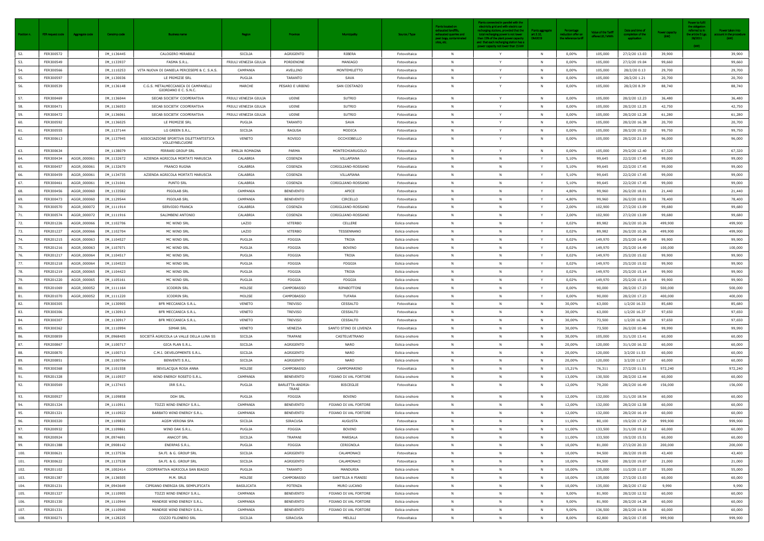| Position n. | FER request code | Aggregate code | Censimp code | Business name | Region | Province | Municipality | Source / Type | Plants located on exhausted landfills, exhausted quarries and peat bogs, contaminated sites, etc. | Plants connected in parallel with the electricity grid and with electric car recharging stations, provided that the total recharging power is not lower than 15% of the plant power capacity and that each recharging station has a power capacity not lower than 15 kW | Plants aggregate art.3.10, DM2019 | Percentage reduction offer on the reference tariff | Value of the Tariff offered (€ / MWh | Date and time of completion of the application | Power capacity (kW) | Power to fulfil the obligation referred to in the article D.Lgs. 28/2011 (kW) | Power taken into account in the procedure (kW) |
|---|---|---|---|---|---|---|---|---|---|---|---|---|---|---|---|---|---|
| 52. | FER300572 | | IM_1136445 | CALOGERO MIRABILE | SICILIA | AGRIGENTO | RIBERA | Fotovoltaica | N | Y | N | 0,00% | 105,000 | 27/2/20 13.03 | 39,900 | | 39,900 |
| 53. | FER300549 | | IM_1133937 | FASMA S.R.L. | FRIULI VENEZIA GIULIA | PORDENONE | MANIAGO | Fotovoltaica | N | Y | N | 0,00% | 105,000 | 27/2/20 19.04 | 99,660 | | 99,660 |
| 54. | FER300566 | | IM_1110253 | VITA NUOVA DI DANIELA PERCESEPE & C. S.A.S. | CAMPANIA | AVELLINO | MONTEMILETTO | Fotovoltaica | N | Y | N | 0,00% | 105,000 | 28/2/20 0.13 | 29,700 | | 29,700 |
| 55. | FER300597 | | IM_1130036 | LE PRIMIZIE SRL | PUGLIA | TARANTO | SAVA | Fotovoltaica | N | Y | N | 0,00% | 105,000 | 28/2/20 1.21 | 20,700 | | 20,700 |
| 56. | FER300539 | | IM_1136148 | C.G.S. METALMECCANICA DI CAMPANELLI GIORDANO E C. S.N.C. | MARCHE | PESARO E URBINO | SAN COSTANZO | Fotovoltaica | N | Y | N | 0,00% | 105,000 | 28/2/20 8.39 | 88,740 | | 88,740 |
| 57. | FER300469 | | IM_1136044 | SECAB SOCIETA' COOPERATIVA | FRIULI VENEZIA GIULIA | UDINE | SUTRIO | Fotovoltaica | N | Y | N | 0,00% | 105,000 | 28/2/20 12.23 | 36,480 | | 36,480 |
| 58. | FER300471 | | IM_1136053 | SECAB SOCIETA' COOPERATIVA | FRIULI VENEZIA GIULIA | UDINE | SUTRIO | Fotovoltaica | N | Y | N | 0,00% | 105,000 | 28/2/20 12.25 | 42,750 | | 42,750 |
| 59. | FER300472 | | IM_1136061 | SECAB SOCIETA' COOPERATIVA | FRIULI VENEZIA GIULIA | UDINE | SUTRIO | Fotovoltaica | N | Y | N | 0,00% | 105,000 | 28/2/20 12.28 | 61,280 | | 61,280 |
| 60. | FER300592 | | IM_1136025 | LE PRIMIZIE SRL | PUGLIA | TARANTO | SAVA | Fotovoltaica | N | Y | N | 0,00% | 105,000 | 28/2/20 16.38 | 20,700 | | 20,700 |
| 61. | FER300555 | | IM_1137144 | LG GREEN S.R.L. | SICILIA | RAGUSA | MODICA | Fotovoltaica | N | Y | N | 0,00% | 105,000 | 28/2/20 19.32 | 99,750 | | 99,750 |
| 62. | FER300613 | | IM_1137945 | ASSOCIAZIONE SPORTIVA DILETTANTISTICA VOLLEYNELCUORE | VENETO | ROVIGO | OCCHIOBELLO | Fotovoltaica | N | Y | N | 0,00% | 105,000 | 28/2/20 21.19 | 96,000 | | 96,000 |
| 63. | FER300634 | | IM_1138079 | FERRARI GROUP SRL | EMILIA ROMAGNA | PARMA | MONTECHIARUGOLO | Fotovoltaica | N | Y | N | 0,00% | 105,000 | 29/2/20 12.40 | 67,320 | | 67,320 |
| 64. | FER300434 | AGGR_000061 | IM_1132672 | AZIENDA AGRICOLA MORTATI MARUSCIA | CALABRIA | COSENZA | VILLAPIANA | Fotovoltaica | N | N | Y | 5,10% | 99,645 | 22/2/20 17.45 | 99,000 | | 99,000 |
| 65. | FER300457 | AGGR_000061 | IM_1132670 | FRANCO RUGNA | CALABRIA | COSENZA | CORIGLIANO-ROSSANO | Fotovoltaica | N | N | Y | 5,10% | 99,645 | 22/2/20 17.45 | 99,000 | | 99,000 |
| 66. | FER300459 | AGGR_000061 | IM_1134735 | AZIENDA AGRICOLA MORTATI MARUSCIA | CALABRIA | COSENZA | VILLAPIANA | Fotovoltaica | N | N | Y | 5,10% | 99,645 | 22/2/20 17.45 | 99,000 | | 99,000 |
| 67. | FER300461 | AGGR_000061 | IM_1131041 | PUNTO SRL | CALABRIA | COSENZA | CORIGLIANO-ROSSANO | Fotovoltaica | N | N | Y | 5,10% | 99,645 | 22/2/20 17.45 | 99,000 | | 99,000 |
| 68. | FER300456 | AGGR_000060 | IM_1133582 | PIGOLAB SRL | CAMPANIA | BENEVENTO | APICE | Fotovoltaica | N | N | Y | 4,80% | 99,960 | 26/2/20 18.01 | 21,440 | | 21,440 |
| 69. | FER300473 | AGGR_000060 | IM_1129544 | PIGOLAB SRL | CAMPANIA | BENEVENTO | CIRCELLO | Fotovoltaica | N | N | Y | 4,80% | 99,960 | 26/2/20 18.01 | 78,400 | | 78,400 |
| 70. | FER300570 | AGGR_000072 | IM_1111914 | SERVIDIO FRANCA | CALABRIA | COSENZA | CORIGLIANO-ROSSANO | Fotovoltaica | N | N | Y | 2,00% | 102,900 | 27/2/20 13.09 | 99,680 | | 99,680 |
| 71. | FER300574 | AGGR_000072 | IM_1111916 | SALIMBENI ANTONIO | CALABRIA | COSENZA | CORIGLIANO-ROSSANO | Fotovoltaica | N | N | Y | 2,00% | 102,900 | 27/2/20 13.09 | 99,680 | | 99,680 |
| 72. | FER201226 | AGGR_000066 | IM_1102706 | MC WIND SRL | LAZIO | VITERBO | CELLERE | Eolica onshore | N | N | Y | 0,02% | 89,982 | 26/2/20 10.26 | 499,900 | | 499,900 |
| 73. | FER201227 | AGGR_000066 | IM_1102704 | MC WIND SRL | LAZIO | VITERBO | TESSENNANO | Eolica onshore | N | N | Y | 0,02% | 89,982 | 26/2/20 10.26 | 499,900 | | 499,900 |
| 74. | FER201215 | AGGR_000063 | IM_1104527 | MC WIND SRL | PUGLIA | FOGGIA | TROIA | Eolica onshore | N | N | Y | 0,02% | 149,970 | 25/2/20 14.49 | 99,900 | | 99,900 |
| 75. | FER201216 | AGGR_000063 | IM_1107071 | MC WIND SRL | PUGLIA | FOGGIA | BOVINO | Eolica onshore | N | N | Y | 0,02% | 149,970 | 25/2/20 14.49 | 100,000 | | 100,000 |
| 76. | FER201217 | AGGR_000064 | IM_1104517 | MC WIND SRL | PUGLIA | FOGGIA | TROIA | Eolica onshore | N | N | Y | 0,02% | 149,970 | 25/2/20 15.02 | 99,900 | | 99,900 |
| 77. | FER201218 | AGGR_000064 | IM_1104523 | MC WIND SRL | PUGLIA | FOGGIA | FOGGIA | Eolica onshore | N | N | Y | 0,02% | 149,970 | 25/2/20 15.02 | 99,900 | | 99,900 |
| 78. | FER201219 | AGGR_000065 | IM_1104423 | MC WIND SRL | PUGLIA | FOGGIA | TROIA | Eolica onshore | N | N | Y | 0,02% | 149,970 | 25/2/20 15.14 | 99,900 | | 99,900 |
| 79. | FER201220 | AGGR_000065 | IM_1105161 | MC WIND SRL | PUGLIA | FOGGIA | FOGGIA | Eolica onshore | N | N | Y | 0,02% | 149,970 | 25/2/20 15.14 | 99,900 | | 99,900 |
| 80. | FER201069 | AGGR_000052 | IM_1111164 | ICODRIN SRL | MOLISE | CAMPOBASSO | RIPABOTTONI | Eolica onshore | N | N | Y | 0,00% | 90,000 | 28/2/20 17.23 | 500,000 | | 500,000 |
| 81. | FER201070 | AGGR_000052 | IM_1111220 | ICODRIN SRL | MOLISE | CAMPOBASSO | TUFARA | Eolica onshore | N | N | Y | 0,00% | 90,000 | 28/2/20 17.23 | 400,000 | | 400,000 |
| 82. | FER300305 | | IM_1130905 | BFR MECCANICA S.R.L. | VENETO | TREVISO | CESSALTO | Fotovoltaica | N | N | N | 30,00% | 63,000 | 1/2/20 16.33 | 85,680 | | 85,680 |
| 83. | FER300306 | | IM_1130913 | BFR MECCANICA S.R.L. | VENETO | TREVISO | CESSALTO | Fotovoltaica | N | N | N | 30,00% | 63,000 | 1/2/20 16.37 | 97,650 | | 97,650 |
| 84. | FER300307 | | IM_1130917 | BFR MECCANICA S.R.L. | VENETO | TREVISO | CESSALTO | Fotovoltaica | N | N | N | 30,00% | 73,500 | 1/2/20 16.38 | 97,650 | | 97,650 |
| 85. | FER300362 | | IM_1110994 | SIMAR SRL | VENETO | VENEZIA | SANTO STINO DI LIVENZA | Fotovoltaica | N | N | N | 30,00% | 73,500 | 26/2/20 10.46 | 99,990 | | 99,990 |
| 86. | FER200859 | | IM_0968405 | SOCIETÀ AGRICOLA LA VALLE DELLA LUNA SS | SICILIA | TRAPANI | CASTELVETRANO | Eolica onshore | N | N | N | 30,00% | 105,000 | 31/1/20 13.41 | 60,000 | | 60,000 |
| 87. | FER200867 | | IM_1100717 | GICA PLAN S.R.L. | SICILIA | AGRIGENTO | NARO | Eolica onshore | N | N | N | 20,00% | 120,000 | 31/1/20 16.32 | 60,000 | | 60,000 |
| 88. | FER200870 | | IM_1100713 | C.M.I. DEVELOPMENTS S.R.L. | SICILIA | AGRIGENTO | NARO | Eolica onshore | N | N | N | 20,00% | 120,000 | 3/2/20 11.53 | 60,000 | | 60,000 |
| 89. | FER200851 | | IM_1100704 | BENVENTI S.R.L. | SICILIA | AGRIGENTO | NARO | Eolica onshore | N | N | N | 20,00% | 120,000 | 3/2/20 11.57 | 60,000 | | 60,000 |
| 90. | FER300368 | | IM_1101558 | BEVILACQUA ROSA ANNA | MOLISE | CAMPOBASSO | CAMPOMARINO | Fotovoltaica | N | N | N | 15,21% | 76,311 | 27/2/20 11.51 | 972,240 | | 972,240 |
| 91. | FER201328 | | IM_1110937 | WIND ENERGY ROSETO S.R.L. | CAMPANIA | BENEVENTO | FOIANO DI VAL FORTORE | Eolica onshore | N | N | N | 13,00% | 130,500 | 28/2/20 12.44 | 60,000 | | 60,000 |
| 92. | FER300569 | | IM_1137415 | IRR S.R.L. | PUGLIA | BARLETTA-ANDRIA-TRANI | BISCEGLIE | Fotovoltaica | N | N | N | 12,00% | 79,200 | 28/2/20 16.49 | 156,000 | | 156,000 |
| 93. | FER200927 | | IM_1109858 | DDH SRL | PUGLIA | FOGGIA | BOVINO | Eolica onshore | N | N | N | 12,00% | 132,000 | 31/1/20 18.54 | 60,000 | | 60,000 |
| 94. | FER201324 | | IM_1110911 | TOZZI WIND ENERGY S.R.L. | CAMPANIA | BENEVENTO | FOIANO DI VAL FORTORE | Eolica onshore | N | N | N | 12,00% | 132,000 | 28/2/20 12.58 | 60,000 | | 60,000 |
| 95. | FER201321 | | IM_1110922 | BARBATO WIND ENERGY S.R.L. | CAMPANIA | BENEVENTO | FOIANO DI VAL FORTORE | Eolica onshore | N | N | N | 12,00% | 132,000 | 28/2/20 16.19 | 60,000 | | 60,000 |
| 96. | FER300320 | | IM_1109830 | AGSM VERONA SPA | SICILIA | SIRACUSA | AUGUSTA | Fotovoltaica | N | N | N | 11,00% | 80,100 | 19/2/20 17.29 | 999,900 | | 999,900 |
| 97. | FER200932 | | IM_1109861 | WIND OAK S.R.L. | PUGLIA | FOGGIA | BOVINO | Eolica onshore | N | N | N | 11,00% | 133,500 | 31/1/20 19.12 | 60,000 | | 60,000 |
| 98. | FER200924 | | IM_0974691 | ANACOT SRL | SICILIA | TRAPANI | MARSALA | Eolica onshore | N | N | N | 11,00% | 133,500 | 19/2/20 15.51 | 60,000 | | 60,000 |
| 99. | FER201388 | | IM_0908142 | ENERPAS S.R.L. | PUGLIA | FOGGIA | CERIGNOLA | Eolica onshore | N | N | N | 10,00% | 81,000 | 27/2/20 20.33 | 200,000 | | 200,000 |
| 100. | FER300621 | | IM_1137536 | SA.FI. & G. GROUP SRL | SICILIA | AGRIGENTO | CALAMONACI | Fotovoltaica | N | N | N | 10,00% | 94,500 | 28/2/20 19.05 | 43,400 | | 43,400 |
| 101. | FER300622 | | IM_1137538 | SA.FI. & G. GROUP SRL | SICILIA | AGRIGENTO | CALAMONACI | Fotovoltaica | N | N | N | 10,00% | 94,500 | 28/2/20 19.07 | 21,000 | | 21,000 |
| 102. | FER201102 | | IM_1002414 | COOPERATIVA AGRICOLA SAN BIAGIO | PUGLIA | TARANTO | MANDURIA | Eolica onshore | N | N | N | 10,00% | 135,000 | 11/2/20 11.07 | 55,000 | | 55,000 |
| 103. | FER201387 | | IM_1136505 | M.M. SRLS | MOLISE | CAMPOBASSO | SANT'ELIA A PIANISI | Eolica onshore | N | N | N | 10,00% | 135,000 | 27/2/20 13.03 | 60,000 | | 60,000 |
| 104. | FER201231 | | IM_0943649 | CIPRIANO ENERGIA SRL SEMPLIFICATA | BASILICATA | POTENZA | MURO LUCANO | Eolica onshore | N | N | N | 10,00% | 135,000 | 28/2/20 17.02 | 9,990 | | 9,990 |
| 105. | FER201327 | | IM_1110905 | TOZZI WIND ENERGY S.R.L. | CAMPANIA | BENEVENTO | FOIANO DI VAL FORTORE | Eolica onshore | N | N | N | 9,00% | 81,900 | 28/2/20 12.52 | 60,000 | | 60,000 |
| 106. | FER201330 | | IM_1110944 | MANDRIE WIND ENERGY S.R.L. | CAMPANIA | BENEVENTO | FOIANO DI VAL FORTORE | Eolica onshore | N | N | N | 9,00% | 81,900 | 28/2/20 14.28 | 60,000 | | 60,000 |
| 107. | FER201331 | | IM_1110940 | MANDRIE WIND ENERGY S.R.L. | CAMPANIA | BENEVENTO | FOIANO DI VAL FORTORE | Eolica onshore | N | N | N | 9,00% | 136,500 | 28/2/20 14.54 | 60,000 | | 60,000 |
| 108. | FER300271 | | IM_1128225 | COZZO FILONERO SRL | SICILIA | SIRACUSA | MELILLI | Fotovoltaica | N | N | N | 8,00% | 82,800 | 28/2/20 17.05 | 999,900 | | 999,900 |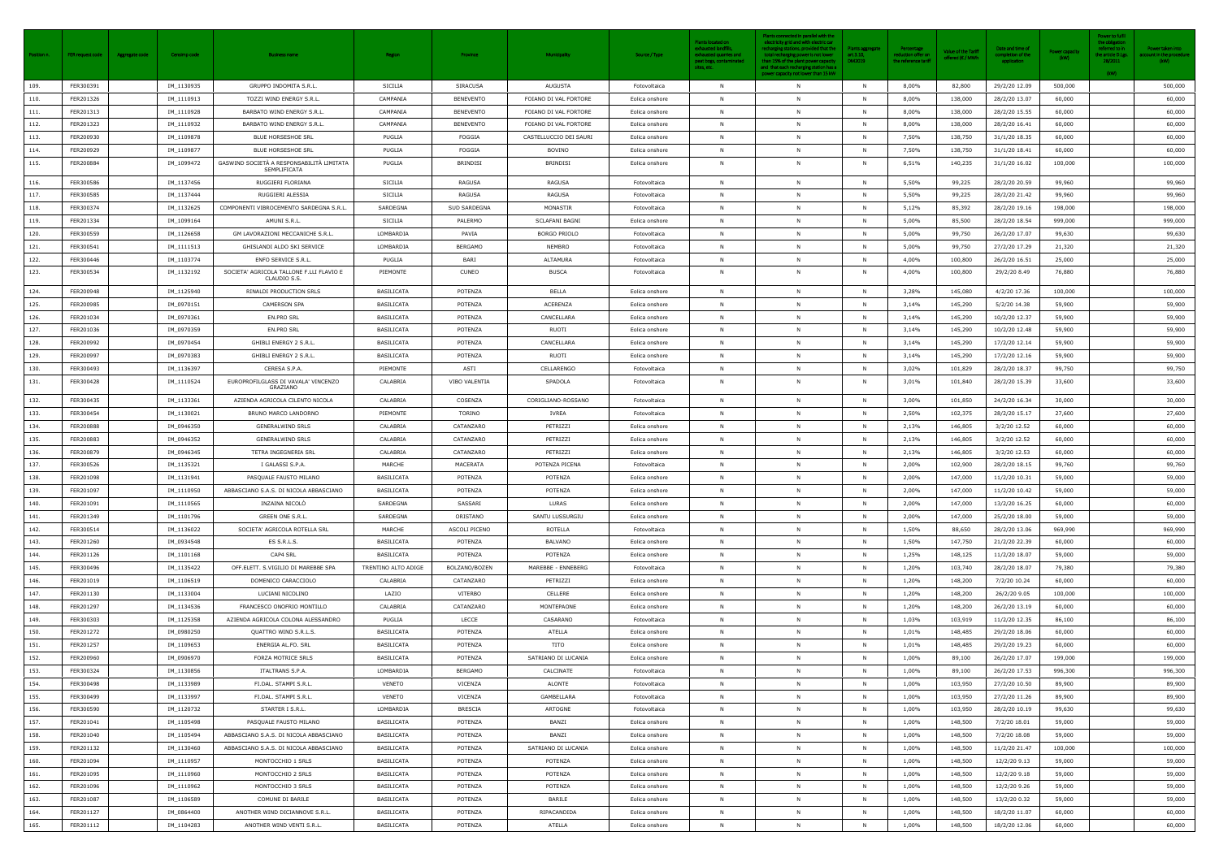| Position n. | FER request code | Aggregate code | Censimp code | Business name | Region | Province | Municipality | Source / Type | Plants located on exhausted landfills, exhausted quarries and peat bogs, contaminated sites, etc. | Plants connected in parallel with the electricity grid and with electric car recharging stations, provided that the total recharging power is not lower than 15% of the plant power capacity and that each recharging station has a power capacity not lower than 15 kW | Plants aggregate art.3.10, DM2019 | Percentage reduction offer on the reference tariff | Value of the Tariff offered (€ / MWh) | Date and time of completion of the application | Power capacity (kW) | Power to fulfil the obligation referred to in the article D.Lgs. 28/2011 (kW) | Power taken into account in the procedure (kW) |
|---|---|---|---|---|---|---|---|---|---|---|---|---|---|---|---|---|---|
| 109. | FER300391 | | IM_1130935 | GRUPPO INDOMITA S.R.L. | SICILIA | SIRACUSA | AUGUSTA | Fotovoltaica | N | N | N | 8,00% | 82,800 | 29/2/20 12.09 | 500,000 | | 500,000 |
| 110. | FER201326 | | IM_1110913 | TOZZI WIND ENERGY S.R.L. | CAMPANIA | BENEVENTO | FOIANO DI VAL FORTORE | Eolica onshore | N | N | N | 8,00% | 138,000 | 28/2/20 13.07 | 60,000 | | 60,000 |
| 111. | FER201313 | | IM_1110928 | BARBATO WIND ENERGY S.R.L. | CAMPANIA | BENEVENTO | FOIANO DI VAL FORTORE | Eolica onshore | N | N | N | 8,00% | 138,000 | 28/2/20 15.55 | 60,000 | | 60,000 |
| 112. | FER201323 | | IM_1110932 | BARBATO WIND ENERGY S.R.L. | CAMPANIA | BENEVENTO | FOIANO DI VAL FORTORE | Eolica onshore | N | N | N | 8,00% | 138,000 | 28/2/20 16.41 | 60,000 | | 60,000 |
| 113. | FER200930 | | IM_1109878 | BLUE HORSESHOE SRL | PUGLIA | FOGGIA | CASTELLUCCIO DEI SAURI | Eolica onshore | N | N | N | 7,50% | 138,750 | 31/1/20 18.35 | 60,000 | | 60,000 |
| 114. | FER200929 | | IM_1109877 | BLUE HORSESHOE SRL | PUGLIA | FOGGIA | BOVINO | Eolica onshore | N | N | N | 7,50% | 138,750 | 31/1/20 18.41 | 60,000 | | 60,000 |
| 115. | FER200884 | | IM_1099472 | GASWIND SOCIETÀ A RESPONSABILITÀ LIMITATA SEMPLIFICATA | PUGLIA | BRINDISI | BRINDISI | Eolica onshore | N | N | N | 6,51% | 140,235 | 31/1/20 16.02 | 100,000 | | 100,000 |
| 116. | FER300586 | | IM_1137456 | RUGGIERI FLORIANA | SICILIA | RAGUSA | RAGUSA | Fotovoltaica | N | N | N | 5,50% | 99,225 | 28/2/20 20.59 | 99,960 | | 99,960 |
| 117. | FER300585 | | IM_1137444 | RUGGIERI ALESSIA | SICILIA | RAGUSA | RAGUSA | Fotovoltaica | N | N | N | 5,50% | 99,225 | 28/2/20 21.42 | 99,960 | | 99,960 |
| 118. | FER300374 | | IM_1132625 | COMPONENTI VIBROCEMENTO SARDEGNA S.R.L. | SARDEGNA | SUD SARDEGNA | MONASTIR | Fotovoltaica | N | N | N | 5,12% | 85,392 | 28/2/20 19.16 | 198,000 | | 198,000 |
| 119. | FER201334 | | IM_1099164 | AMUNI S.R.L. | SICILIA | PALERMO | SCLAFANI BAGNI | Eolica onshore | N | N | N | 5,00% | 85,500 | 28/2/20 18.54 | 999,000 | | 999,000 |
| 120. | FER300559 | | IM_1126658 | GM LAVORAZIONI MECCANICHE S.R.L. | LOMBARDIA | PAVIA | BORGO PRIOLO | Fotovoltaica | N | N | N | 5,00% | 99,750 | 26/2/20 17.07 | 99,630 | | 99,630 |
| 121. | FER300541 | | IM_1111513 | GHISLANDI ALDO SKI SERVICE | LOMBARDIA | BERGAMO | NEMBRO | Fotovoltaica | N | N | N | 5,00% | 99,750 | 27/2/20 17.29 | 21,320 | | 21,320 |
| 122. | FER300446 | | IM_1103774 | ENFO SERVICE S.R.L. | PUGLIA | BARI | ALTAMURA | Fotovoltaica | N | N | N | 4,00% | 100,800 | 26/2/20 16.51 | 25,000 | | 25,000 |
| 123. | FER300534 | | IM_1132192 | SOCIETA' AGRICOLA TALLONE F.LLI FLAVIO E CLAUDIO S.S. | PIEMONTE | CUNEO | BUSCA | Fotovoltaica | N | N | N | 4,00% | 100,800 | 29/2/20 8.49 | 76,880 | | 76,880 |
| 124. | FER200948 | | IM_1125940 | RINALDI PRODUCTION SRLS | BASILICATA | POTENZA | BELLA | Eolica onshore | N | N | N | 3,28% | 145,080 | 4/2/20 17.36 | 100,000 | | 100,000 |
| 125. | FER200985 | | IM_0970151 | CAMERSON SPA | BASILICATA | POTENZA | ACERENZA | Eolica onshore | N | N | N | 3,14% | 145,290 | 5/2/20 14.38 | 59,900 | | 59,900 |
| 126. | FER201034 | | IM_0970361 | EN.PRO SRL | BASILICATA | POTENZA | CANCELLARA | Eolica onshore | N | N | N | 3,14% | 145,290 | 10/2/20 12.37 | 59,900 | | 59,900 |
| 127. | FER201036 | | IM_0970359 | EN.PRO SRL | BASILICATA | POTENZA | RUOTI | Eolica onshore | N | N | N | 3,14% | 145,290 | 10/2/20 12.48 | 59,900 | | 59,900 |
| 128. | FER200992 | | IM_0970454 | GHIBLI ENERGY 2 S.R.L. | BASILICATA | POTENZA | CANCELLARA | Eolica onshore | N | N | N | 3,14% | 145,290 | 17/2/20 12.14 | 59,900 | | 59,900 |
| 129. | FER200997 | | IM_0970383 | GHIBLI ENERGY 2 S.R.L. | BASILICATA | POTENZA | RUOTI | Eolica onshore | N | N | N | 3,14% | 145,290 | 17/2/20 12.16 | 59,900 | | 59,900 |
| 130. | FER300493 | | IM_1136397 | CERESA S.P.A. | PIEMONTE | ASTI | CELLARENGO | Fotovoltaica | N | N | N | 3,02% | 101,829 | 28/2/20 18.37 | 99,750 | | 99,750 |
| 131. | FER300428 | | IM_1110524 | EUROPROFILGLASS DI VAVALA' VINCENZO GRAZIANO | CALABRIA | VIBO VALENTIA | SPADOLA | Fotovoltaica | N | N | N | 3,01% | 101,840 | 28/2/20 15.39 | 33,600 | | 33,600 |
| 132. | FER300435 | | IM_1133361 | AZIENDA AGRICOLA CILENTO NICOLA | CALABRIA | COSENZA | CORIGLIANO-ROSSANO | Fotovoltaica | N | N | N | 3,00% | 101,850 | 24/2/20 16.34 | 30,000 | | 30,000 |
| 133. | FER300454 | | IM_1130021 | BRUNO MARCO LANDORNO | PIEMONTE | TORINO | IVREA | Fotovoltaica | N | N | N | 2,50% | 102,375 | 28/2/20 15.17 | 27,600 | | 27,600 |
| 134. | FER200888 | | IM_0946350 | GENERALWIND SRLS | CALABRIA | CATANZARO | PETRIZZI | Eolica onshore | N | N | N | 2,13% | 146,805 | 3/2/20 12.52 | 60,000 | | 60,000 |
| 135. | FER200883 | | IM_0946352 | GENERALWIND SRLS | CALABRIA | CATANZARO | PETRIZZI | Eolica onshore | N | N | N | 2,13% | 146,805 | 3/2/20 12.52 | 60,000 | | 60,000 |
| 136. | FER200879 | | IM_0946345 | TETRA INGEGNERIA SRL | CALABRIA | CATANZARO | PETRIZZI | Eolica onshore | N | N | N | 2,13% | 146,805 | 3/2/20 12.53 | 60,000 | | 60,000 |
| 137. | FER300526 | | IM_1135321 | I GALASSI S.P.A. | MARCHE | MACERATA | POTENZA PICENA | Fotovoltaica | N | N | N | 2,00% | 102,900 | 28/2/20 18.15 | 99,760 | | 99,760 |
| 138. | FER201098 | | IM_1131941 | PASQUALE FAUSTO MILANO | BASILICATA | POTENZA | POTENZA | Eolica onshore | N | N | N | 2,00% | 147,000 | 11/2/20 10.31 | 59,000 | | 59,000 |
| 139. | FER201097 | | IM_1110950 | ABBASCIANO S.A.S. DI NICOLA ABBASCIANO | BASILICATA | POTENZA | POTENZA | Eolica onshore | N | N | N | 2,00% | 147,000 | 11/2/20 10.42 | 59,000 | | 59,000 |
| 140. | FER201091 | | IM_1110565 | INZAINA NICOLÒ | SARDEGNA | SASSARI | LURAS | Eolica onshore | N | N | N | 2,00% | 147,000 | 13/2/20 16.25 | 60,000 | | 60,000 |
| 141. | FER201349 | | IM_1101796 | GREEN ONE S.R.L. | SARDEGNA | ORISTANO | SANTU LUSSURGIU | Eolica onshore | N | N | N | 2,00% | 147,000 | 25/2/20 18.00 | 59,000 | | 59,000 |
| 142. | FER300514 | | IM_1136022 | SOCIETA' AGRICOLA ROTELLA SRL | MARCHE | ASCOLI PICENO | ROTELLA | Fotovoltaica | N | N | N | 1,50% | 88,650 | 28/2/20 13.06 | 969,990 | | 969,990 |
| 143. | FER201260 | | IM_0934548 | ES S.R.L.S. | BASILICATA | POTENZA | BALVANO | Eolica onshore | N | N | N | 1,50% | 147,750 | 21/2/20 22.39 | 60,000 | | 60,000 |
| 144. | FER201126 | | IM_1101168 | CAP4 SRL | BASILICATA | POTENZA | POTENZA | Eolica onshore | N | N | N | 1,25% | 148,125 | 11/2/20 18.07 | 59,000 | | 59,000 |
| 145. | FER300496 | | IM_1135422 | OFF.ELETT. S.VIGILIO DI MAREBBE SPA | TRENTINO ALTO ADIGE | BOLZANO/BOZEN | MAREBBE - ENNEBERG | Fotovoltaica | N | N | N | 1,20% | 103,740 | 28/2/20 18.07 | 79,380 | | 79,380 |
| 146. | FER201019 | | IM_1106519 | DOMENICO CARACCIOLO | CALABRIA | CATANZARO | PETRIZZI | Eolica onshore | N | N | N | 1,20% | 148,200 | 7/2/20 10.24 | 60,000 | | 60,000 |
| 147. | FER201130 | | IM_1133004 | LUCIANI NICOLINO | LAZIO | VITERBO | CELLERE | Eolica onshore | N | N | N | 1,20% | 148,200 | 26/2/20 9.05 | 100,000 | | 100,000 |
| 148. | FER201297 | | IM_1134536 | FRANCESCO ONOFRIO MONTILLO | CALABRIA | CATANZARO | MONTEPAONE | Eolica onshore | N | N | N | 1,20% | 148,200 | 26/2/20 13.19 | 60,000 | | 60,000 |
| 149. | FER300303 | | IM_1125358 | AZIENDA AGRICOLA COLONA ALESSANDRO | PUGLIA | LECCE | CASARANO | Fotovoltaica | N | N | N | 1,03% | 103,919 | 11/2/20 12.35 | 86,100 | | 86,100 |
| 150. | FER201272 | | IM_0980250 | QUATTRO WIND S.R.L.S. | BASILICATA | POTENZA | ATELLA | Eolica onshore | N | N | N | 1,01% | 148,485 | 29/2/20 18.06 | 60,000 | | 60,000 |
| 151. | FER201257 | | IM_1109653 | ENERGIA AL.FO. SRL | BASILICATA | POTENZA | TITO | Eolica onshore | N | N | N | 1,01% | 148,485 | 29/2/20 19.23 | 60,000 | | 60,000 |
| 152. | FER200960 | | IM_0906970 | FORZA MOTRICE SRLS | BASILICATA | POTENZA | SATRIANO DI LUCANIA | Eolica onshore | N | N | N | 1,00% | 89,100 | 26/2/20 17.07 | 199,000 | | 199,000 |
| 153. | FER300324 | | IM_1130856 | ITALTRANS S.P.A. | LOMBARDIA | BERGAMO | CALCINATE | Fotovoltaica | N | N | N | 1,00% | 89,100 | 26/2/20 17.53 | 996,300 | | 996,300 |
| 154. | FER300498 | | IM_1133989 | FI.DAL. STAMPI S.R.L. | VENETO | VICENZA | ALONTE | Fotovoltaica | N | N | N | 1,00% | 103,950 | 27/2/20 10.50 | 89,900 | | 89,900 |
| 155. | FER300499 | | IM_1133997 | FI.DAL. STAMPI S.R.L. | VENETO | VICENZA | GAMBELLARA | Fotovoltaica | N | N | N | 1,00% | 103,950 | 27/2/20 11.26 | 89,900 | | 89,900 |
| 156. | FER300590 | | IM_1120732 | STARTER I S.R.L. | LOMBARDIA | BRESCIA | ARTOGNE | Fotovoltaica | N | N | N | 1,00% | 103,950 | 28/2/20 10.19 | 99,630 | | 99,630 |
| 157. | FER201041 | | IM_1105498 | PASQUALE FAUSTO MILANO | BASILICATA | POTENZA | BANZI | Eolica onshore | N | N | N | 1,00% | 148,500 | 7/2/20 18.01 | 59,000 | | 59,000 |
| 158. | FER201040 | | IM_1105494 | ABBASCIANO S.A.S. DI NICOLA ABBASCIANO | BASILICATA | POTENZA | BANZI | Eolica onshore | N | N | N | 1,00% | 148,500 | 7/2/20 18.08 | 59,000 | | 59,000 |
| 159. | FER201132 | | IM_1130460 | ABBASCIANO S.A.S. DI NICOLA ABBASCIANO | BASILICATA | POTENZA | SATRIANO DI LUCANIA | Eolica onshore | N | N | N | 1,00% | 148,500 | 11/2/20 21.47 | 100,000 | | 100,000 |
| 160. | FER201094 | | IM_1110957 | MONTOCCHIO 1 SRLS | BASILICATA | POTENZA | POTENZA | Eolica onshore | N | N | N | 1,00% | 148,500 | 12/2/20 9.13 | 59,000 | | 59,000 |
| 161. | FER201095 | | IM_1110960 | MONTOCCHIO 2 SRLS | BASILICATA | POTENZA | POTENZA | Eolica onshore | N | N | N | 1,00% | 148,500 | 12/2/20 9.18 | 59,000 | | 59,000 |
| 162. | FER201096 | | IM_1110962 | MONTOCCHIO 3 SRLS | BASILICATA | POTENZA | POTENZA | Eolica onshore | N | N | N | 1,00% | 148,500 | 12/2/20 9.26 | 59,000 | | 59,000 |
| 163. | FER201087 | | IM_1106589 | COMUNE DI BARILE | BASILICATA | POTENZA | BARILE | Eolica onshore | N | N | N | 1,00% | 148,500 | 13/2/20 0.32 | 59,000 | | 59,000 |
| 164. | FER201127 | | IM_0864400 | ANOTHER WIND DICIANNOVE S.R.L. | BASILICATA | POTENZA | RIPACANDIDA | Eolica onshore | N | N | N | 1,00% | 148,500 | 18/2/20 11.07 | 60,000 | | 60,000 |
| 165. | FER201112 | | IM_1104283 | ANOTHER WIND VENTI S.R.L. | BASILICATA | POTENZA | ATELLA | Eolica onshore | N | N | N | 1,00% | 148,500 | 18/2/20 12.06 | 60,000 | | 60,000 |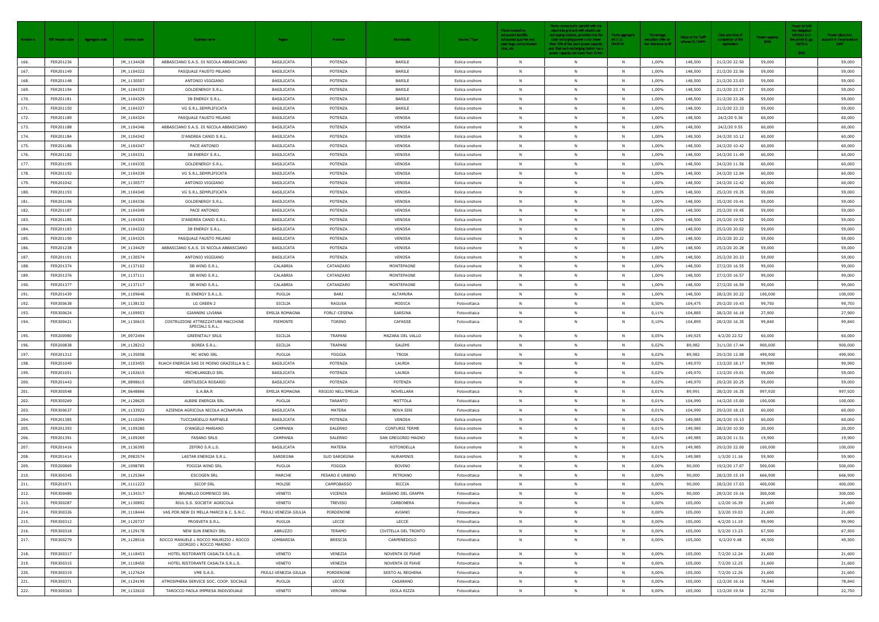| Position n. | FER request code | Aggregate code | Censimp code | Business name | Region | Province | Municipality | Source / Type | Plants located on exhausted landfills, exhausted quarries and peat bogs, contaminated sites, etc. | Plants connected in parallel with the electricity grid and with electric car recharging stations, provided that the total recharging power is not lower than 15% of the plant power capacity and that each recharging station has a power capacity not lower than 15 kW | Plants aggregate art.3.10, DM2019 | Percentage reduction offer on the reference tariff | Value of the Tariff offered (€ / MWh) | Date and time of completion of the application | Power capacity (kW) | Power to fulfil the obligation referred to in the article D.Lgs. 28/2011 (kW) | Power taken into account in the procedure (kW) |
|---|---|---|---|---|---|---|---|---|---|---|---|---|---|---|---|---|---|
| 166. | FER201236 | | IM_1134428 | ABBASCIANO S.A.S. DI NICOLA ABBASCIANO | BASILICATA | POTENZA | BARILE | Eolica onshore | N | N | N | 1,00% | 148,500 | 21/2/20 22.50 | 59,000 | | 59,000 |
| 167. | FER201149 | | IM_1104322 | PASQUALE FAUSTO MILANO | BASILICATA | POTENZA | BARILE | Eolica onshore | N | N | N | 1,00% | 148,500 | 21/2/20 22.56 | 59,000 | | 59,000 |
| 168. | FER201148 | | IM_1130587 | ANTONIO VIGGIANO | BASILICATA | POTENZA | BARILE | Eolica onshore | N | N | N | 1,00% | 148,500 | 21/2/20 23.03 | 59,000 | | 59,000 |
| 169. | FER201194 | | IM_1104333 | GOLDENERGY S.R.L. | BASILICATA | POTENZA | BARILE | Eolica onshore | N | N | N | 1,00% | 148,500 | 21/2/20 23.17 | 59,000 | | 59,000 |
| 170. | FER201181 | | IM_1104329 | 3B ENERGY S.R.L. | BASILICATA | POTENZA | BARILE | Eolica onshore | N | N | N | 1,00% | 148,500 | 21/2/20 23.26 | 59,000 | | 59,000 |
| 171. | FER201150 | | IM_1104337 | VG S.R.L.SEMPLIFICATA | BASILICATA | POTENZA | BARILE | Eolica onshore | N | N | N | 1,00% | 148,500 | 21/2/20 23.33 | 59,000 | | 59,000 |
| 172. | FER201189 | | IM_1104324 | PASQUALE FAUSTO MILANO | BASILICATA | POTENZA | VENOSA | Eolica onshore | N | N | N | 1,00% | 148,500 | 24/2/20 9.36 | 60,000 | | 60,000 |
| 173. | FER201188 | | IM_1104346 | ABBASCIANO S.A.S. DI NICOLA ABBASCIANO | BASILICATA | POTENZA | VENOSA | Eolica onshore | N | N | N | 1,00% | 148,500 | 24/2/20 9.55 | 60,000 | | 60,000 |
| 174. | FER201184 | | IM_1104342 | D'ANDREA CANIO S.R.L. | BASILICATA | POTENZA | VENOSA | Eolica onshore | N | N | N | 1,00% | 148,500 | 24/2/20 10.12 | 60,000 | | 60,000 |
| 175. | FER201186 | | IM_1104347 | PACE ANTONIO | BASILICATA | POTENZA | VENOSA | Eolica onshore | N | N | N | 1,00% | 148,500 | 24/2/20 10.42 | 60,000 | | 60,000 |
| 176. | FER201182 | | IM_1104331 | 3B ENERGY S.R.L. | BASILICATA | POTENZA | VENOSA | Eolica onshore | N | N | N | 1,00% | 148,500 | 24/2/20 11.49 | 60,000 | | 60,000 |
| 177. | FER201195 | | IM_1104335 | GOLDENERGY S.R.L. | BASILICATA | POTENZA | VENOSA | Eolica onshore | N | N | N | 1,00% | 148,500 | 24/2/20 11.56 | 60,000 | | 60,000 |
| 178. | FER201192 | | IM_1104339 | VG S.R.L.SEMPLIFICATA | BASILICATA | POTENZA | VENOSA | Eolica onshore | N | N | N | 1,00% | 148,500 | 24/2/20 12.04 | 60,000 | | 60,000 |
| 179. | FER201042 | | IM_1130577 | ANTONIO VIGGIANO | BASILICATA | POTENZA | VENOSA | Eolica onshore | N | N | N | 1,00% | 148,500 | 24/2/20 12.42 | 60,000 | | 60,000 |
| 180. | FER201193 | | IM_1104340 | VG S.R.L.SEMPLIFICATA | BASILICATA | POTENZA | VENOSA | Eolica onshore | N | N | N | 1,00% | 148,500 | 25/2/20 19.35 | 59,000 | | 59,000 |
| 181. | FER201196 | | IM_1104336 | GOLDENERGY S.R.L. | BASILICATA | POTENZA | VENOSA | Eolica onshore | N | N | N | 1,00% | 148,500 | 25/2/20 19.41 | 59,000 | | 59,000 |
| 182. | FER201187 | | IM_1104349 | PACE ANTONIO | BASILICATA | POTENZA | VENOSA | Eolica onshore | N | N | N | 1,00% | 148,500 | 25/2/20 19.45 | 59,000 | | 59,000 |
| 183. | FER201185 | | IM_1104343 | D'ANDREA CANIO S.R.L. | BASILICATA | POTENZA | VENOSA | Eolica onshore | N | N | N | 1,00% | 148,500 | 25/2/20 19.52 | 59,000 | | 59,000 |
| 184. | FER201183 | | IM_1104332 | 3B ENERGY S.R.L. | BASILICATA | POTENZA | VENOSA | Eolica onshore | N | N | N | 1,00% | 148,500 | 25/2/20 20.02 | 59,000 | | 59,000 |
| 185. | FER201190 | | IM_1104325 | PASQUALE FAUSTO MILANO | BASILICATA | POTENZA | VENOSA | Eolica onshore | N | N | N | 1,00% | 148,500 | 25/2/20 20.22 | 59,000 | | 59,000 |
| 186. | FER201238 | | IM_1134429 | ABBASCIANO S.A.S. DI NICOLA ABBASCIANO | BASILICATA | POTENZA | VENOSA | Eolica onshore | N | N | N | 1,00% | 148,500 | 25/2/20 20.28 | 59,000 | | 59,000 |
| 187. | FER201191 | | IM_1130574 | ANTONIO VIGGIANO | BASILICATA | POTENZA | VENOSA | Eolica onshore | N | N | N | 1,00% | 148,500 | 25/2/20 20.33 | 59,000 | | 59,000 |
| 188. | FER201374 | | IM_1137102 | SB WIND S.R.L. | CALABRIA | CATANZARO | MONTEPAONE | Eolica onshore | N | N | N | 1,00% | 148,500 | 27/2/20 16.55 | 99,000 | | 99,000 |
| 189. | FER201376 | | IM_1137111 | SB WIND S.R.L. | CALABRIA | CATANZARO | MONTEPAONE | Eolica onshore | N | N | N | 1,00% | 148,500 | 27/2/20 16.57 | 99,000 | | 99,000 |
| 190. | FER201377 | | IM_1137117 | SB WIND S.R.L. | CALABRIA | CATANZARO | MONTEPAONE | Eolica onshore | N | N | N | 1,00% | 148,500 | 27/2/20 16.59 | 99,000 | | 99,000 |
| 191. | FER201439 | | IM_1109646 | EL ENERGY S.R.L.S. | PUGLIA | BARI | ALTAMURA | Eolica onshore | N | N | N | 1,00% | 148,500 | 28/2/20 20.22 | 100,000 | | 100,000 |
| 192. | FER300638 | | IM_1138132 | LG GREEN 2 | SICILIA | RAGUSA | MODICA | Fotovoltaica | N | N | N | 0,50% | 104,475 | 29/2/20 19.43 | 99,750 | | 99,750 |
| 193. | FER300624 | | IM_1109953 | GIANNINI LIVIANA | EMILIA ROMAGNA | FORLI'-CESENA | SARSINA | Fotovoltaica | N | N | N | 0,11% | 104,885 | 28/2/20 16.18 | 27,900 | | 27,900 |
| 194. | FER300421 | | IM_1130615 | COSTRUZIONI ATTREZZATURE MACCHINE SPECIALI S.R.L. | PIEMONTE | TORINO | CAFASSE | Fotovoltaica | N | N | N | 0,10% | 104,895 | 28/2/20 16.35 | 99,840 | | 99,840 |
| 195. | FER200980 | | IM_0972494 | GREENITALY SRLS | SICILIA | TRAPANI | MAZARA DEL VALLO | Eolica onshore | N | N | N | 0,05% | 149,925 | 4/2/20 22.52 | 60,000 | | 60,000 |
| 196. | FER200838 | | IM_1128212 | BOREA S.R.L. | SICILIA | TRAPANI | SALEMI | Eolica onshore | N | N | N | 0,02% | 89,982 | 31/1/20 17.44 | 900,000 | | 900,000 |
| 197. | FER201312 | | IM_1135058 | MC WIND SRL | PUGLIA | FOGGIA | TROIA | Eolica onshore | N | N | N | 0,02% | 89,982 | 29/2/20 12.08 | 499,900 | | 499,900 |
| 198. | FER201049 | | IM_1103455 | RUACH ENERGIA SAS DI MOINO GRAZIELLA & C. | BASILICATA | POTENZA | LAURIA | Eolica onshore | N | N | N | 0,02% | 149,970 | 13/2/20 18.17 | 99,990 | | 99,990 |
| 199. | FER201051 | | IM_1102615 | MICHELANGELO SRL | BASILICATA | POTENZA | LAURIA | Eolica onshore | N | N | N | 0,02% | 149,970 | 13/2/20 19.01 | 59,000 | | 59,000 |
| 200. | FER201443 | | IM_0898615 | GENTILESCA ROSARIO | BASILICATA | POTENZA | POTENZA | Eolica onshore | N | N | N | 0,02% | 149,970 | 29/2/20 20.25 | 59,000 | | 59,000 |
| 201. | FER300548 | | IM_0648866 | S.A.BA.R | EMILIA ROMAGNA | REGGIO NELL'EMILIA | NOVELLARA | Fotovoltaica | N | N | N | 0,01% | 89,991 | 28/2/20 16.35 | 997,920 | | 997,920 |
| 202. | FER300269 | | IM_1128625 | ALBINI ENERGIA SRL | PUGLIA | TARANTO | MOTTOLA | Fotovoltaica | N | N | N | 0,01% | 104,990 | 14/2/20 15.00 | 100,000 | | 100,000 |
| 203. | FER300637 | | IM_1133922 | AZIENDA AGRICOLA NICOLA ACINAPURA | BASILICATA | MATERA | NOVA SIRI | Fotovoltaica | N | N | N | 0,01% | 104,990 | 29/2/20 18.15 | 60,000 | | 60,000 |
| 204. | FER201385 | | IM_1110294 | TUCCIARIELLO RAFFAELE | BASILICATA | POTENZA | VENOSA | Eolica onshore | N | N | N | 0,01% | 149,985 | 26/2/20 19.13 | 60,000 | | 60,000 |
| 205. | FER201393 | | IM_1109280 | D'ANGELO MARIANO | CAMPANIA | SALERNO | CONTURSI TERME | Eolica onshore | N | N | N | 0,01% | 149,985 | 28/2/20 10.50 | 20,000 | | 20,000 |
| 206. | FER201391 | | IM_1109269 | FASANO SRLS | CAMPANIA | SALERNO | SAN GREGORIO MAGNO | Eolica onshore | N | N | N | 0,01% | 149,985 | 28/2/20 11.51 | 19,900 | | 19,900 |
| 207. | FER201416 | | IM_1136395 | ZEFIRO S.R.L.S. | BASILICATA | MATERA | ROTONDELLA | Eolica onshore | N | N | N | 0,01% | 149,985 | 29/2/20 22.00 | 100,000 | | 100,000 |
| 208. | FER201414 | | IM_0982574 | LASTAR ENERGIA S.R.L. | SARDEGNA | SUD SARDEGNA | NURAMINIS | Eolica onshore | N | N | N | 0,01% | 149,985 | 1/3/20 11.16 | 59,900 | | 59,900 |
| 209. | FER200869 | | IM_1098785 | FOGGIA WIND SRL | PUGLIA | FOGGIA | BOVINO | Eolica onshore | N | N | N | 0,00% | 90,000 | 19/2/20 17.07 | 500,000 | | 500,000 |
| 210. | FER300345 | | IM_1125364 | ESCOGEN SRL | MARCHE | PESARO E URBINO | PETRIANO | Fotovoltaica | N | N | N | 0,00% | 90,000 | 28/2/20 15.19 | 666,900 | | 666,900 |
| 211. | FER201071 | | IM_1111223 | SICOP SRL | MOLISE | CAMPOBASSO | RICCIA | Eolica onshore | N | N | N | 0,00% | 90,000 | 28/2/20 17.03 | 400,000 | | 400,000 |
| 212. | FER300480 | | IM_1134317 | BRUNELLO DOMENICO SRL | VENETO | VICENZA | BASSANO DEL GRAPPA | Fotovoltaica | N | N | N | 0,00% | 90,000 | 28/2/20 19.16 | 300,000 | | 300,000 |
| 213. | FER300287 | | IM_1130892 | RIUL S.S. SOCIETA' AGRICOLA | VENETO | TREVISO | CARBONERA | Fotovoltaica | N | N | N | 0,00% | 105,000 | 1/2/20 16.39 | 21,600 | | 21,600 |
| 214. | FER300326 | | IM_1118444 | VAS.POR.NEW DI MELLA MARCO & C. S.N.C. | FRIULI VENEZIA GIULIA | PORDENONE | AVIANO | Fotovoltaica | N | N | N | 0,00% | 105,000 | 3/2/20 19.03 | 21,600 | | 21,600 |
| 215. | FER300312 | | IM_1120737 | PROSVETA S.R.L. | PUGLIA | LECCE | LECCE | Fotovoltaica | N | N | N | 0,00% | 105,000 | 4/2/20 11.19 | 99,990 | | 99,990 |
| 216. | FER300318 | | IM_1129178 | NEW SUN ENERGY SRL | ABRUZZO | TERAMO | CIVITELLA DEL TRONTO | Fotovoltaica | N | N | N | 0,00% | 105,000 | 5/2/20 13.23 | 67,500 | | 67,500 |
| 217. | FER300279 | | IM_1128516 | ROCCO MANUELE ¿ ROCCO MAURIZIO ¿ ROCCO GIORGIO ¿ ROCCO MARINO | LOMBARDIA | BRESCIA | CARPENEDOLO | Fotovoltaica | N | N | N | 0,00% | 105,000 | 6/2/20 9.48 | 49,500 | | 49,500 |
| 218. | FER300317 | | IM_1118453 | HOTEL RISTORANTE CASALTA S.R.L.S. | VENETO | VENEZIA | NOVENTA DI PIAVE | Fotovoltaica | N | N | N | 0,00% | 105,000 | 7/2/20 12.24 | 21,600 | | 21,600 |
| 219. | FER300315 | | IM_1118450 | HOTEL RISTORANTE CASALTA S.R.L.S. | VENETO | VENEZIA | NOVENTA DI PIAVE | Fotovoltaica | N | N | N | 0,00% | 105,000 | 7/2/20 12.25 | 21,600 | | 21,600 |
| 220. | FER300319 | | IM_1127624 | VME S.A.S. | FRIULI VENEZIA GIULIA | PORDENONE | SESTO AL REGHENA | Fotovoltaica | N | N | N | 0,00% | 105,000 | 7/2/20 12.26 | 21,600 | | 21,600 |
| 221. | FER300371 | | IM_1124199 | ATMOSPHERA SERVICE SOC. COOP. SOCIALE | PUGLIA | LECCE | CASARANO | Fotovoltaica | N | N | N | 0,00% | 105,000 | 12/2/20 16.16 | 78,840 | | 78,840 |
| 222. | FER300363 | | IM_1132610 | TAROCCO PAOLA IMPRESA INDIVIDUALE | VENETO | VERONA | ISOLA RIZZA | Fotovoltaica | N | N | N | 0,00% | 105,000 | 13/2/20 19.54 | 22,750 | | 22,750 |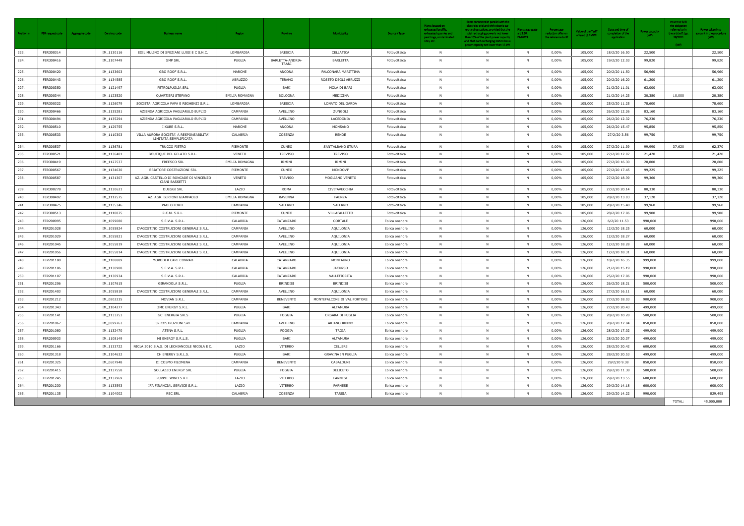| Position n. | FER request code | Aggregate code | Censimp code | Business name | Region | Province | Municipality | Source / Type | Plants located on exhausted landfills, exhausted quarries and peat bogs, contaminated sites, etc. | Plants connected in parallel with the electricity grid and with electric car recharging stations, provided that the total recharging power is not lower than 15% of the plant power capacity and that each recharging station has a power capacity not lower than 15 kW | Plants aggregate art.3.10, DM2019 | Percentage reduction offer on the reference tariff | Value of the Tariff offered (€ / MWh | Date and time of completion of the application | Power capacity (kW) | Power to fulfil the obligation referred to in the article D.Lgs. 28/2011 (kW) | Power taken into account in the procedure (kW) |
|---|---|---|---|---|---|---|---|---|---|---|---|---|---|---|---|---|---|
| 223. | FER300314 | | IM_1130116 | EDIL MULINO DI SPEZIANI LUIGI E C S.N.C. | LOMBARDIA | BRESCIA | CELLATICA | Fotovoltaica | N | N | N | 0,00% | 105,000 | 18/2/20 16.50 | 22,500 | | 22,500 |
| 224. | FER300416 | | IM_1107449 | SMP SRL | PUGLIA | BARLETTA-ANDRIA-TRANI | BARLETTA | Fotovoltaica | N | N | N | 0,00% | 105,000 | 19/2/20 12.03 | 99,820 | | 99,820 |
| 225. | FER300420 | | IM_1133603 | GBO ROOF S.R.L. | MARCHE | ANCONA | FALCONARA MARITTIMA | Fotovoltaica | N | N | N | 0,00% | 105,000 | 20/2/20 11.50 | 56,960 | | 56,960 |
| 226. | FER300443 | | IM_1134585 | GBO ROOF S.R.L. | ABRUZZO | TERAMO | ROSETO DEGLI ABRUZZI | Fotovoltaica | N | N | N | 0,00% | 105,000 | 20/2/20 16.20 | 61,200 | | 61,200 |
| 227. | FER300350 | | IM_1121497 | PETROLPUGLIA SRL | PUGLIA | BARI | MOLA DI BARI | Fotovoltaica | N | N | N | 0,00% | 105,000 | 21/2/20 11.01 | 63,000 | | 63,000 |
| 228. | FER300344 | | IM_1123520 | QUARTIERI STEFANO | EMILIA ROMAGNA | BOLOGNA | MEDICINA | Fotovoltaica | N | N | N | 0,00% | 105,000 | 21/2/20 14.23 | 30,380 | 10,000 | 20,380 |
| 229. | FER300322 | | IM_1126079 | SOCIETA' AGRICOLA PAPA E REGHENZI S.R.L. | LOMBARDIA | BRESCIA | LONATO DEL GARDA | Fotovoltaica | N | N | N | 0,00% | 105,000 | 25/2/20 11.25 | 78,600 | | 78,600 |
| 230. | FER300466 | | IM_1135281 | AZIENDA AGRICOLA PAGLIARULO EUPLIO | CAMPANIA | AVELLINO | ZUNGOLI | Fotovoltaica | N | N | N | 0,00% | 105,000 | 26/2/20 12.26 | 83,160 | | 83,160 |
| 231. | FER300494 | | IM_1135294 | AZIENDA AGRICOLA PAGLIARULO EUPLIO | CAMPANIA | AVELLINO | LACEDONIA | Fotovoltaica | N | N | N | 0,00% | 105,000 | 26/2/20 12.32 | 76,230 | | 76,230 |
| 232. | FER300510 | | IM_1129755 | I KUBE S.R.L. | MARCHE | ANCONA | MONSANO | Fotovoltaica | N | N | N | 0,00% | 105,000 | 26/2/20 15.47 | 95,850 | | 95,850 |
| 233. | FER300533 | | IM_1110303 | VILLA AURORA SOCIETA' A RESPONSABILITA' LIMITATA SEMPLIFICATA | CALABRIA | COSENZA | RENDE | Fotovoltaica | N | N | N | 0,00% | 105,000 | 27/2/20 3.56 | 99,750 | | 99,750 |
| 234. | FER300537 | | IM_1136781 | TRUCCO PIETRO | PIEMONTE | CUNEO | SANT'ALBANO STURA | Fotovoltaica | N | N | N | 0,00% | 105,000 | 27/2/20 11.39 | 99,990 | 37,620 | 62,370 |
| 235. | FER300521 | | IM_1136401 | BOUTIQUE DEL GELATO S.R.L. | VENETO | TREVISO | TREVISO | Fotovoltaica | N | N | N | 0,00% | 105,000 | 27/2/20 12.07 | 21,420 | | 21,420 |
| 236. | FER300419 | | IM_1127537 | FREESCO SRL | EMILIA ROMAGNA | RIMINI | RIMINI | Fotovoltaica | N | N | N | 0,00% | 105,000 | 27/2/20 16.30 | 20,800 | | 20,800 |
| 237. | FER300567 | | IM_1134630 | BRIATORE COSTRUZIONI SRL | PIEMONTE | CUNEO | MONDOVI' | Fotovoltaica | N | N | N | 0,00% | 105,000 | 27/2/20 17.45 | 99,225 | | 99,225 |
| 238. | FER300587 | | IM_1131307 | AZ. AGR. CASTELLO DI RONCADE DI VINCENZO CIANI BASSETTI | VENETO | TREVISO | MOGLIANO VENETO | Fotovoltaica | N | N | N | 0,00% | 105,000 | 27/2/20 18.39 | 99,360 | | 99,360 |
| 239. | FER300278 | | IM_1130621 | DUEGGI SRL | LAZIO | ROMA | CIVITAVECCHIA | Fotovoltaica | N | N | N | 0,00% | 105,000 | 27/2/20 20.14 | 80,330 | | 80,330 |
| 240. | FER300492 | | IM_1112575 | AZ. AGR. BERTONI GIAMPAOLO | EMILIA ROMAGNA | RAVENNA | FAENZA | Fotovoltaica | N | N | N | 0,00% | 105,000 | 28/2/20 13.03 | 37,120 | | 37,120 |
| 241. | FER300475 | | IM_1135346 | PAOLO FORTE | CAMPANIA | SALERNO | SALERNO | Fotovoltaica | N | N | N | 0,00% | 105,000 | 28/2/20 15.40 | 99,960 | | 99,960 |
| 242. | FER300513 | | IM_1110875 | R.C.M. S.R.L. | PIEMONTE | CUNEO | VILLAFALLETTO | Fotovoltaica | N | N | N | 0,00% | 105,000 | 28/2/20 17.06 | 99,900 | | 99,900 |
| 243. | FER200995 | | IM_1099080 | S.E.V.A. S.R.L. | CALABRIA | CATANZARO | CORTALE | Eolica onshore | N | N | N | 0,00% | 126,000 | 6/2/20 11.53 | 990,000 | | 990,000 |
| 244. | FER201028 | | IM_1055824 | D'AGOSTINO COSTRUZIONI GENERALI S.R.L. | CAMPANIA | AVELLINO | AQUILONIA | Eolica onshore | N | N | N | 0,00% | 126,000 | 12/2/20 18.25 | 60,000 | | 60,000 |
| 245. | FER201029 | | IM_1055821 | D'AGOSTINO COSTRUZIONI GENERALI S.R.L. | CAMPANIA | AVELLINO | AQUILONIA | Eolica onshore | N | N | N | 0,00% | 126,000 | 12/2/20 18.27 | 60,000 | | 60,000 |
| 246. | FER201045 | | IM_1055819 | D'AGOSTINO COSTRUZIONI GENERALI S.R.L. | CAMPANIA | AVELLINO | AQUILONIA | Eolica onshore | N | N | N | 0,00% | 126,000 | 12/2/20 18.28 | 60,000 | | 60,000 |
| 247. | FER201056 | | IM_1055814 | D'AGOSTINO COSTRUZIONI GENERALI S.R.L. | CAMPANIA | AVELLINO | AQUILONIA | Eolica onshore | N | N | N | 0,00% | 126,000 | 12/2/20 18.31 | 60,000 | | 60,000 |
| 248. | FER201180 | | IM_1108889 | MORODER CARL CONRAD | CALABRIA | CATANZARO | MONTAURO | Eolica onshore | N | N | N | 0,00% | 126,000 | 18/2/20 16.35 | 999,000 | | 999,000 |
| 249. | FER201106 | | IM_1130908 | S.E.V.A. S.R.L. | CALABRIA | CATANZARO | JACURSO | Eolica onshore | N | N | N | 0,00% | 126,000 | 21/2/20 15.19 | 990,000 | | 990,000 |
| 250. | FER201107 | | IM_1130934 | S.E.V.A. S.R.L. | CALABRIA | CATANZARO | VALLEFIORITA | Eolica onshore | N | N | N | 0,00% | 126,000 | 25/2/20 17.06 | 990,000 | | 990,000 |
| 251. | FER201206 | | IM_1107615 | GIRANDOLA S.R.L. | PUGLIA | BRINDISI | BRINDISI | Eolica onshore | N | N | N | 0,00% | 126,000 | 26/2/20 18.21 | 500,000 | | 500,000 |
| 252. | FER201403 | | IM_1055818 | D'AGOSTINO COSTRUZIONI GENERALI S.R.L. | CAMPANIA | AVELLINO | AQUILONIA | Eolica onshore | N | N | N | 0,00% | 126,000 | 27/2/20 16.11 | 60,000 | | 60,000 |
| 253. | FER201212 | | IM_0802235 | MOVIAN S.R.L. | CAMPANIA | BENEVENTO | MONTEFALCONE DI VAL FORTORE | Eolica onshore | N | N | N | 0,00% | 126,000 | 27/2/20 18.03 | 900,000 | | 900,000 |
| 254. | FER201343 | | IM_1104277 | 2MC ENERGY S.R.L. | PUGLIA | BARI | ALTAMURA | Eolica onshore | N | N | N | 0,00% | 126,000 | 27/2/20 20.43 | 499,000 | | 499,000 |
| 255. | FER201141 | | IM_1133253 | GC. ENERGIA SRLS | PUGLIA | FOGGIA | ORSARA DI PUGLIA | Eolica onshore | N | N | N | 0,00% | 126,000 | 28/2/20 10.28 | 500,000 | | 500,000 |
| 256. | FER201067 | | IM_0899263 | 3R COSTRUZIONI SRL | CAMPANIA | AVELLINO | ARIANO IRPINO | Eolica onshore | N | N | N | 0,00% | 126,000 | 28/2/20 12.04 | 850,000 | | 850,000 |
| 257. | FER201080 | | IM_1132470 | ATENA S.R.L. | PUGLIA | FOGGIA | TROIA | Eolica onshore | N | N | N | 0,00% | 126,000 | 28/2/20 17.02 | 499,900 | | 499,900 |
| 258. | FER200933 | | IM_1108149 | MI ENERGY S.R.L.S. | PUGLIA | BARI | ALTAMURA | Eolica onshore | N | N | N | 0,00% | 126,000 | 28/2/20 20.37 | 499,000 | | 499,000 |
| 259. | FER201166 | | IM_1133722 | NICLA 2010 S.A.S. DI LECHIANCOLE NICOLA E C. | LAZIO | VITERBO | CELLERE | Eolica onshore | N | N | N | 0,00% | 126,000 | 28/2/20 20.42 | 600,000 | | 600,000 |
| 260. | FER201318 | | IM_1104632 | CH ENERGY S.R.L.S. | PUGLIA | BARI | GRAVINA IN PUGLIA | Eolica onshore | N | N | N | 0,00% | 126,000 | 28/2/20 20.53 | 499,000 | | 499,000 |
| 261. | FER201325 | | IM_0607948 | DI COSMO FILOMENA | CAMPANIA | BENEVENTO | CASALDUNI | Eolica onshore | N | N | N | 0,00% | 126,000 | 29/2/20 9.38 | 850,000 | | 850,000 |
| 262. | FER201415 | | IM_1137558 | SOLLAZZO ENERGY SRL | PUGLIA | FOGGIA | DELICETO | Eolica onshore | N | N | N | 0,00% | 126,000 | 29/2/20 11.38 | 500,000 | | 500,000 |
| 263. | FER201245 | | IM_1132969 | PURPLE WIND S.R.L. | LAZIO | VITERBO | FARNESE | Eolica onshore | N | N | N | 0,00% | 126,000 | 29/2/20 13.55 | 600,000 | | 600,000 |
| 264. | FER201230 | | IM_1133593 | IFA FINANCIAL SERVICE S.R.L. | LAZIO | VITERBO | FARNESE | Eolica onshore | N | N | N | 0,00% | 126,000 | 29/2/20 14.18 | 600,000 | | 600,000 |
| 265. | FER201135 | | IM_1104002 | REC SRL | CALABRIA | COSENZA | TARSIA | Eolica onshore | N | N | N | 0,00% | 126,000 | 29/2/20 14.22 | 990,000 | | 829,495 |
| | | | | | | | | | | | | | | | | TOTAL: | 45.000,000 |